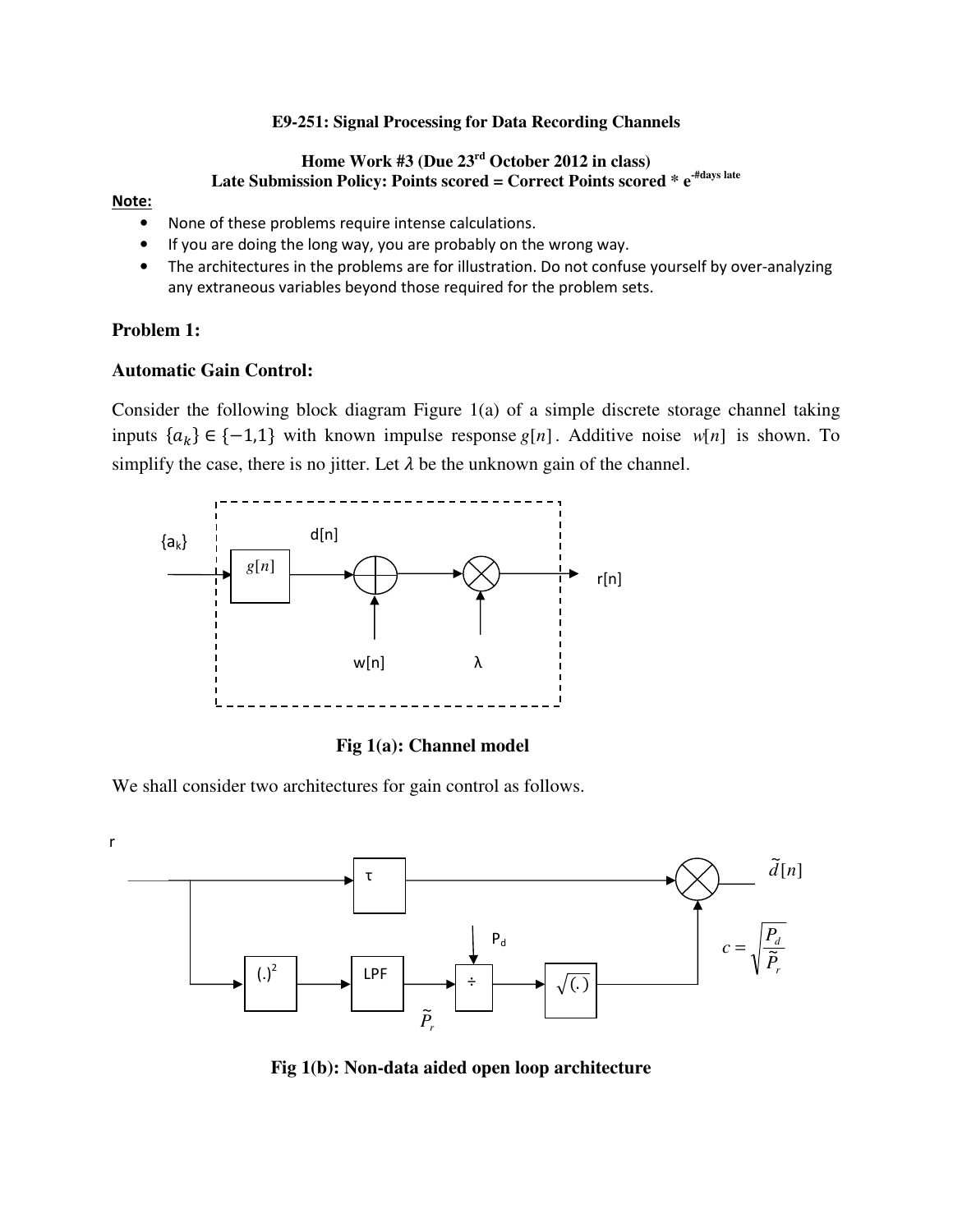**E9-251: Signal Processing for Data Recording Channels**

**Home Work #3 (Due 23rd October 2012 in class)**

**Late Submission Policy: Points scored = Correct Points scored * $e^{-\#\text{days late}}$**

**Note:**

- None of these problems require intense calculations.
- If you are doing the long way, you are probably on the wrong way.
- The architectures in the problems are for illustration. Do not confuse yourself by over-analyzing any extraneous variables beyond those required for the problem sets.

### Problem 1:

### Automatic Gain Control:

Consider the following block diagram Figure 1(a) of a simple discrete storage channel taking inputs $\{a_k\} \in \{-1,1\}$ with known impulse response $g[n]$. Additive noise $w[n]$ is shown. To simplify the case, there is no jitter. Let $\lambda$ be the unknown gain of the channel.

**Fig 1(a): Channel model**

We shall consider two architectures for gain control as follows.

$$c = \sqrt{\frac{P_d}{\tilde{P}_r}}$$

**Fig 1(b): Non-data aided open loop architecture**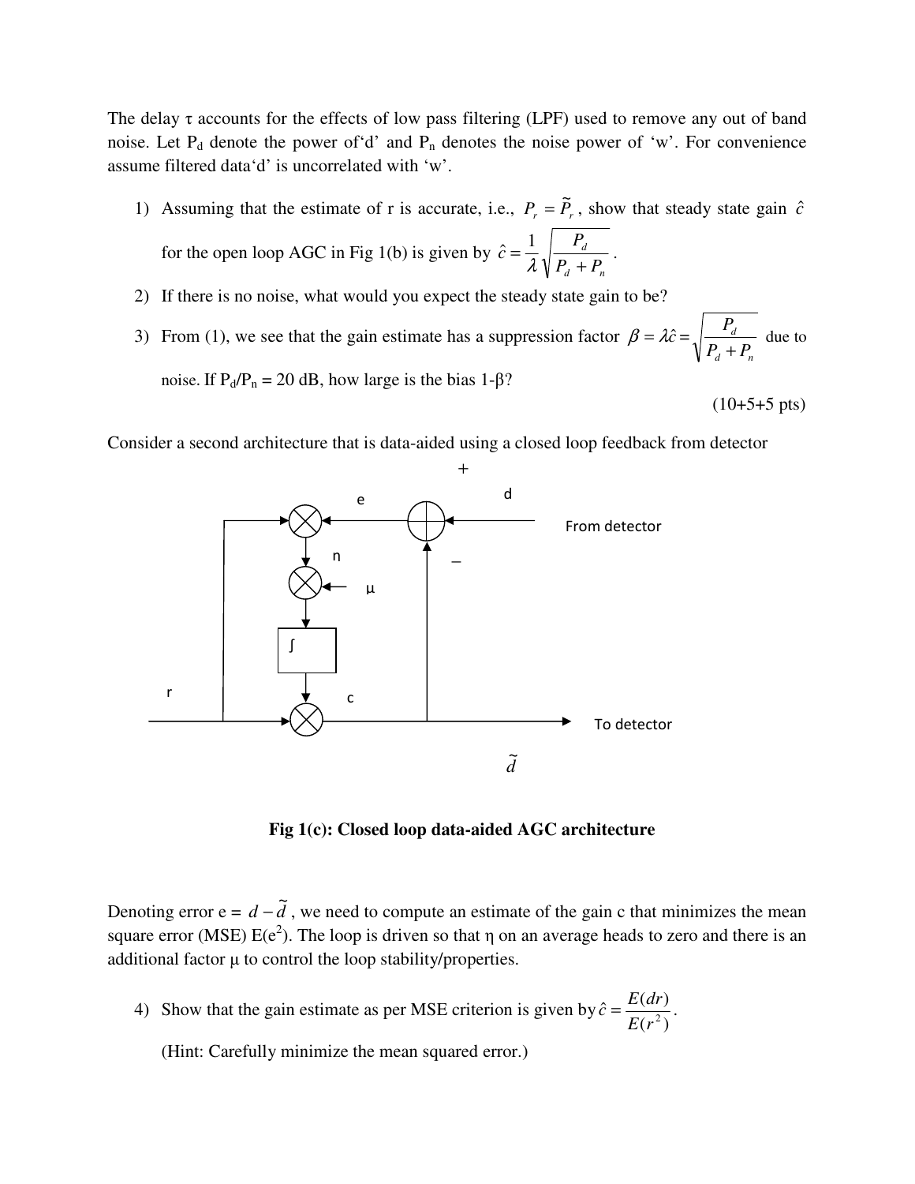The delay τ accounts for the effects of low pass filtering (LPF) used to remove any out of band noise. Let $P_d$ denote the power of 'd' and $P_n$ denotes the noise power of 'w'. For convenience assume filtered data 'd' is uncorrelated with 'w'.

1) Assuming that the estimate of r is accurate, i.e., $P_r = \tilde{P}_r$, show that steady state gain $\hat{c}$ for the open loop AGC in Fig 1(b) is given by $\hat{c} = \frac{1}{\lambda}\sqrt{\frac{P_d}{P_d + P_n}}$.
2) If there is no noise, what would you expect the steady state gain to be?
3) From (1), we see that the gain estimate has a suppression factor $\beta = \lambda\hat{c} = \sqrt{\frac{P_d}{P_d + P_n}}$ due to noise. If $P_d/P_n$ = 20 dB, how large is the bias 1-β?

(10+5+5 pts)

Consider a second architecture that is data-aided using a closed loop feedback from detector

**Fig 1(c): Closed loop data-aided AGC architecture**

Denoting error e = $d - \tilde{d}$, we need to compute an estimate of the gain c that minimizes the mean square error (MSE) $E(e^2)$. The loop is driven so that η on an average heads to zero and there is an additional factor μ to control the loop stability/properties.

4) Show that the gain estimate as per MSE criterion is given by $\hat{c} = \frac{E(dr)}{E(r^2)}$.

   (Hint: Carefully minimize the mean squared error.)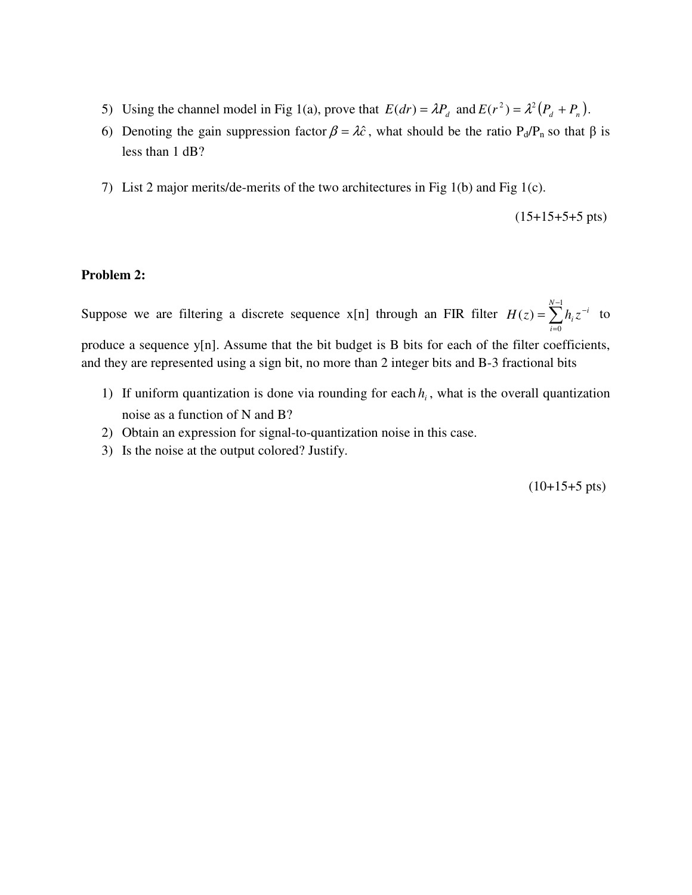5) Using the channel model in Fig 1(a), prove that $E(dr) = \lambda P_d$ and $E(r^2) = \lambda^2 (P_d + P_n)$.
6) Denoting the gain suppression factor $\beta = \lambda \hat{c}$, what should be the ratio $P_d/P_n$ so that β is less than 1 dB?
7) List 2 major merits/de-merits of the two architectures in Fig 1(b) and Fig 1(c).

(15+15+5+5 pts)

**Problem 2:**

Suppose we are filtering a discrete sequence x[n] through an FIR filter $H(z) = \sum_{i=0}^{N-1} h_i z^{-i}$ to produce a sequence y[n]. Assume that the bit budget is B bits for each of the filter coefficients, and they are represented using a sign bit, no more than 2 integer bits and B-3 fractional bits

1) If uniform quantization is done via rounding for each $h_i$, what is the overall quantization noise as a function of N and B?
2) Obtain an expression for signal-to-quantization noise in this case.
3) Is the noise at the output colored? Justify.

(10+15+5 pts)